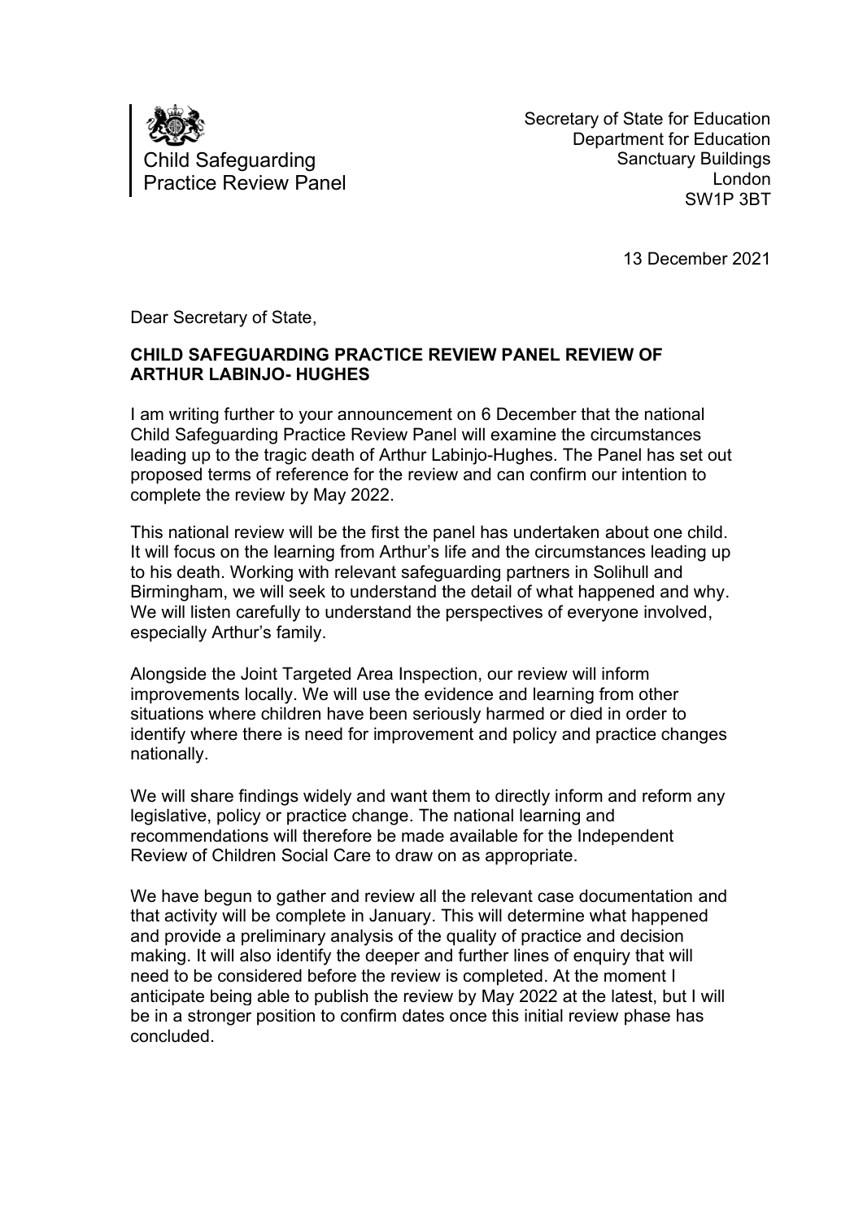Child Safeguarding Practice Review Panel

Secretary of State for Education
Department for Education
Sanctuary Buildings
London
SW1P 3BT

13 December 2021

Dear Secretary of State,

**CHILD SAFEGUARDING PRACTICE REVIEW PANEL REVIEW OF ARTHUR LABINJO- HUGHES**

I am writing further to your announcement on 6 December that the national Child Safeguarding Practice Review Panel will examine the circumstances leading up to the tragic death of Arthur Labinjo-Hughes. The Panel has set out proposed terms of reference for the review and can confirm our intention to complete the review by May 2022.

This national review will be the first the panel has undertaken about one child. It will focus on the learning from Arthur's life and the circumstances leading up to his death. Working with relevant safeguarding partners in Solihull and Birmingham, we will seek to understand the detail of what happened and why. We will listen carefully to understand the perspectives of everyone involved, especially Arthur's family.

Alongside the Joint Targeted Area Inspection, our review will inform improvements locally. We will use the evidence and learning from other situations where children have been seriously harmed or died in order to identify where there is need for improvement and policy and practice changes nationally.

We will share findings widely and want them to directly inform and reform any legislative, policy or practice change. The national learning and recommendations will therefore be made available for the Independent Review of Children Social Care to draw on as appropriate.

We have begun to gather and review all the relevant case documentation and that activity will be complete in January. This will determine what happened and provide a preliminary analysis of the quality of practice and decision making. It will also identify the deeper and further lines of enquiry that will need to be considered before the review is completed. At the moment I anticipate being able to publish the review by May 2022 at the latest, but I will be in a stronger position to confirm dates once this initial review phase has concluded.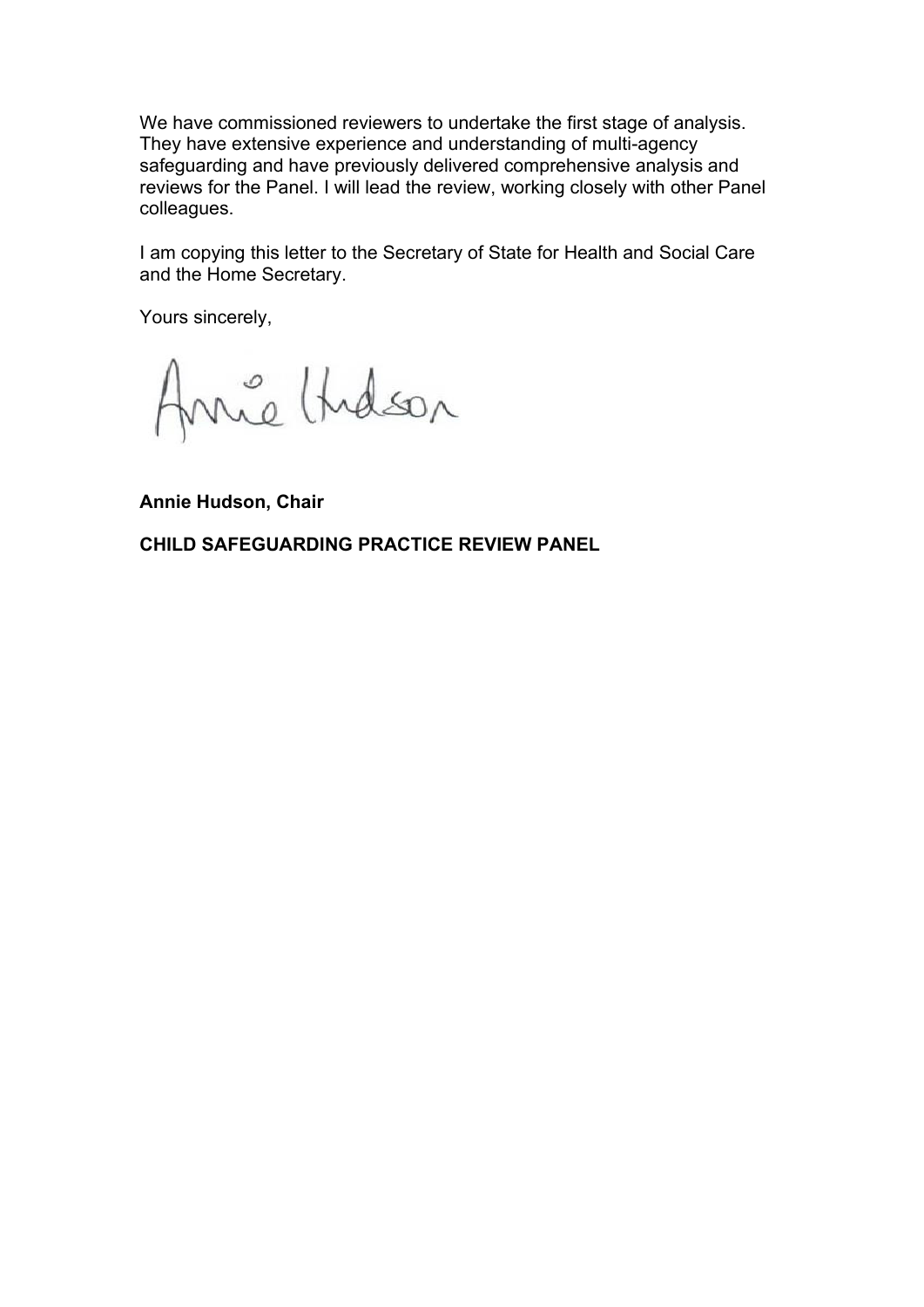We have commissioned reviewers to undertake the first stage of analysis. They have extensive experience and understanding of multi-agency safeguarding and have previously delivered comprehensive analysis and reviews for the Panel. I will lead the review, working closely with other Panel colleagues.

I am copying this letter to the Secretary of State for Health and Social Care and the Home Secretary.

Yours sincerely,

**Annie Hudson, Chair**

**CHILD SAFEGUARDING PRACTICE REVIEW PANEL**